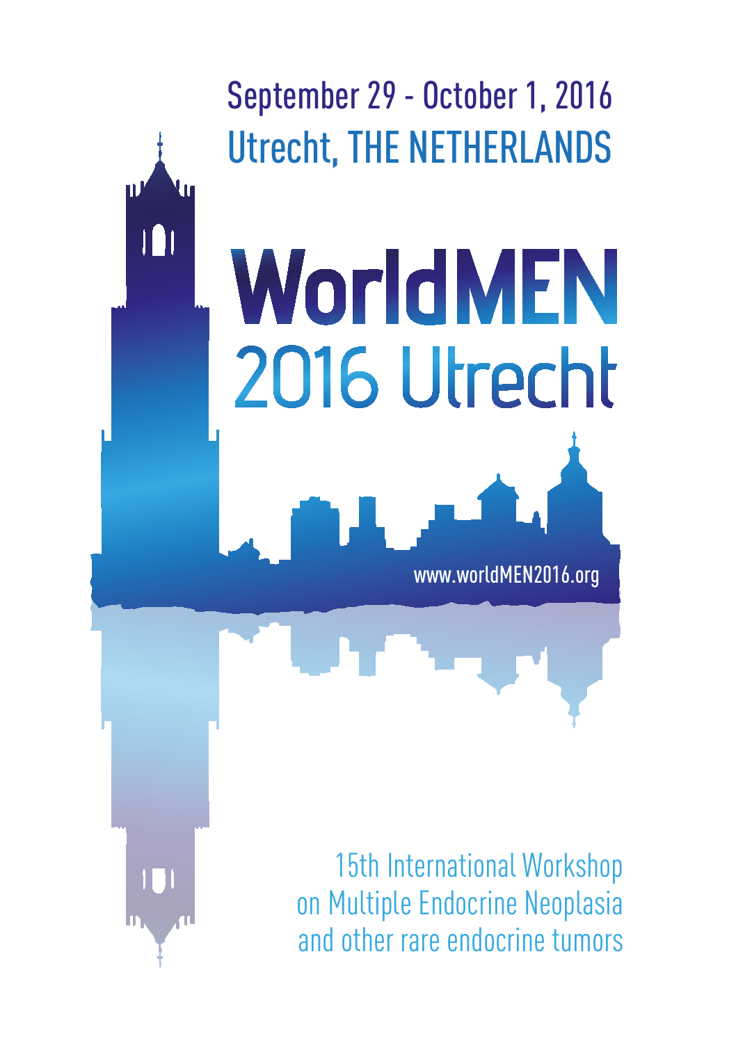September 29 - October 1, 2016

Utrecht, THE NETHERLANDS

# WorldMEN

## 2016 Utrecht

www.worldMEN2016.org

15th International Workshop
on Multiple Endocrine Neoplasia
and other rare endocrine tumors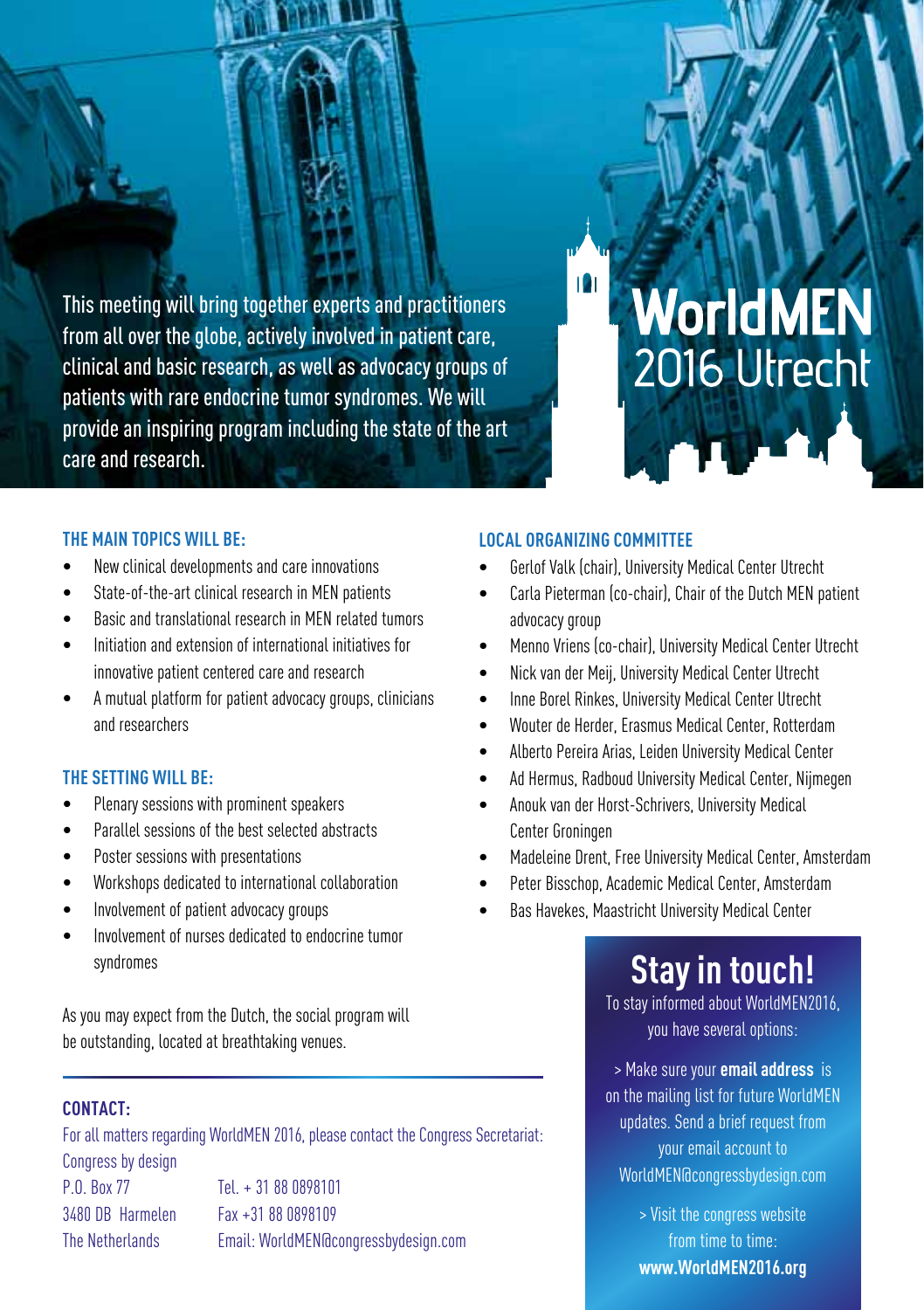This meeting will bring together experts and practitioners from all over the globe, actively involved in patient care, clinical and basic research, as well as advocacy groups of patients with rare endocrine tumor syndromes. We will provide an inspiring program including the state of the art care and research.

# WorldMEN 2016 Utrecht

## THE MAIN TOPICS WILL BE:

- New clinical developments and care innovations
- State-of-the-art clinical research in MEN patients
- Basic and translational research in MEN related tumors
- Initiation and extension of international initiatives for innovative patient centered care and research
- A mutual platform for patient advocacy groups, clinicians and researchers

## THE SETTING WILL BE:

- Plenary sessions with prominent speakers
- Parallel sessions of the best selected abstracts
- Poster sessions with presentations
- Workshops dedicated to international collaboration
- Involvement of patient advocacy groups
- Involvement of nurses dedicated to endocrine tumor syndromes

As you may expect from the Dutch, the social program will be outstanding, located at breathtaking venues.

## CONTACT:

For all matters regarding WorldMEN 2016, please contact the Congress Secretariat:
Congress by design
P.O. Box 77
3480 DB Harmelen
The Netherlands

Tel. + 31 88 0898101
Fax +31 88 0898109
Email: WorldMEN@congressbydesign.com

## LOCAL ORGANIZING COMMITTEE

- Gerlof Valk (chair), University Medical Center Utrecht
- Carla Pieterman (co-chair), Chair of the Dutch MEN patient advocacy group
- Menno Vriens (co-chair), University Medical Center Utrecht
- Nick van der Meij, University Medical Center Utrecht
- Inne Borel Rinkes, University Medical Center Utrecht
- Wouter de Herder, Erasmus Medical Center, Rotterdam
- Alberto Pereira Arias, Leiden University Medical Center
- Ad Hermus, Radboud University Medical Center, Nijmegen
- Anouk van der Horst-Schrivers, University Medical Center Groningen
- Madeleine Drent, Free University Medical Center, Amsterdam
- Peter Bisschop, Academic Medical Center, Amsterdam
- Bas Havekes, Maastricht University Medical Center

## Stay in touch!

To stay informed about WorldMEN2016, you have several options:

> Make sure your **email address** is on the mailing list for future WorldMEN updates. Send a brief request from your email account to WorldMEN@congressbydesign.com

> Visit the congress website from time to time: **www.WorldMEN2016.org**